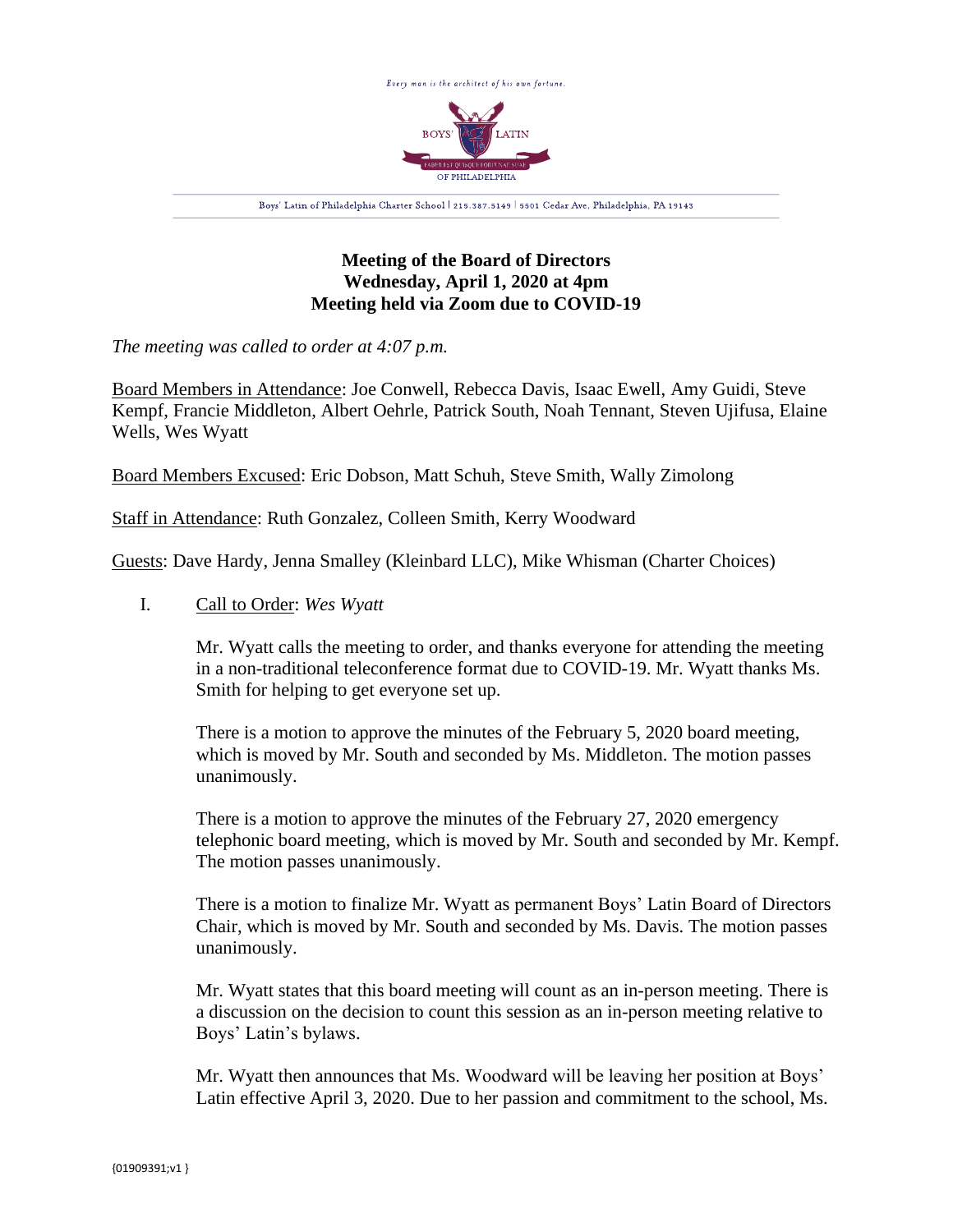Every man is the architect of his own fortune.

BOYS' LATIN OF PHILADELPHIA

Boys' Latin of Philadelphia Charter School | 215.387.5149 | 5501 Cedar Ave, Philadelphia, PA 19143

**Meeting of the Board of Directors**
**Wednesday, April 1, 2020 at 4pm**
**Meeting held via Zoom due to COVID-19**

*The meeting was called to order at 4:07 p.m.*

Board Members in Attendance: Joe Conwell, Rebecca Davis, Isaac Ewell, Amy Guidi, Steve Kempf, Francie Middleton, Albert Oehrle, Patrick South, Noah Tennant, Steven Ujifusa, Elaine Wells, Wes Wyatt

Board Members Excused: Eric Dobson, Matt Schuh, Steve Smith, Wally Zimolong

Staff in Attendance: Ruth Gonzalez, Colleen Smith, Kerry Woodward

Guests: Dave Hardy, Jenna Smalley (Kleinbard LLC), Mike Whisman (Charter Choices)

I. Call to Order: *Wes Wyatt*

Mr. Wyatt calls the meeting to order, and thanks everyone for attending the meeting in a non-traditional teleconference format due to COVID-19. Mr. Wyatt thanks Ms. Smith for helping to get everyone set up.

There is a motion to approve the minutes of the February 5, 2020 board meeting, which is moved by Mr. South and seconded by Ms. Middleton. The motion passes unanimously.

There is a motion to approve the minutes of the February 27, 2020 emergency telephonic board meeting, which is moved by Mr. South and seconded by Mr. Kempf. The motion passes unanimously.

There is a motion to finalize Mr. Wyatt as permanent Boys' Latin Board of Directors Chair, which is moved by Mr. South and seconded by Ms. Davis. The motion passes unanimously.

Mr. Wyatt states that this board meeting will count as an in-person meeting. There is a discussion on the decision to count this session as an in-person meeting relative to Boys' Latin's bylaws.

Mr. Wyatt then announces that Ms. Woodward will be leaving her position at Boys' Latin effective April 3, 2020. Due to her passion and commitment to the school, Ms.

{01909391;v1 }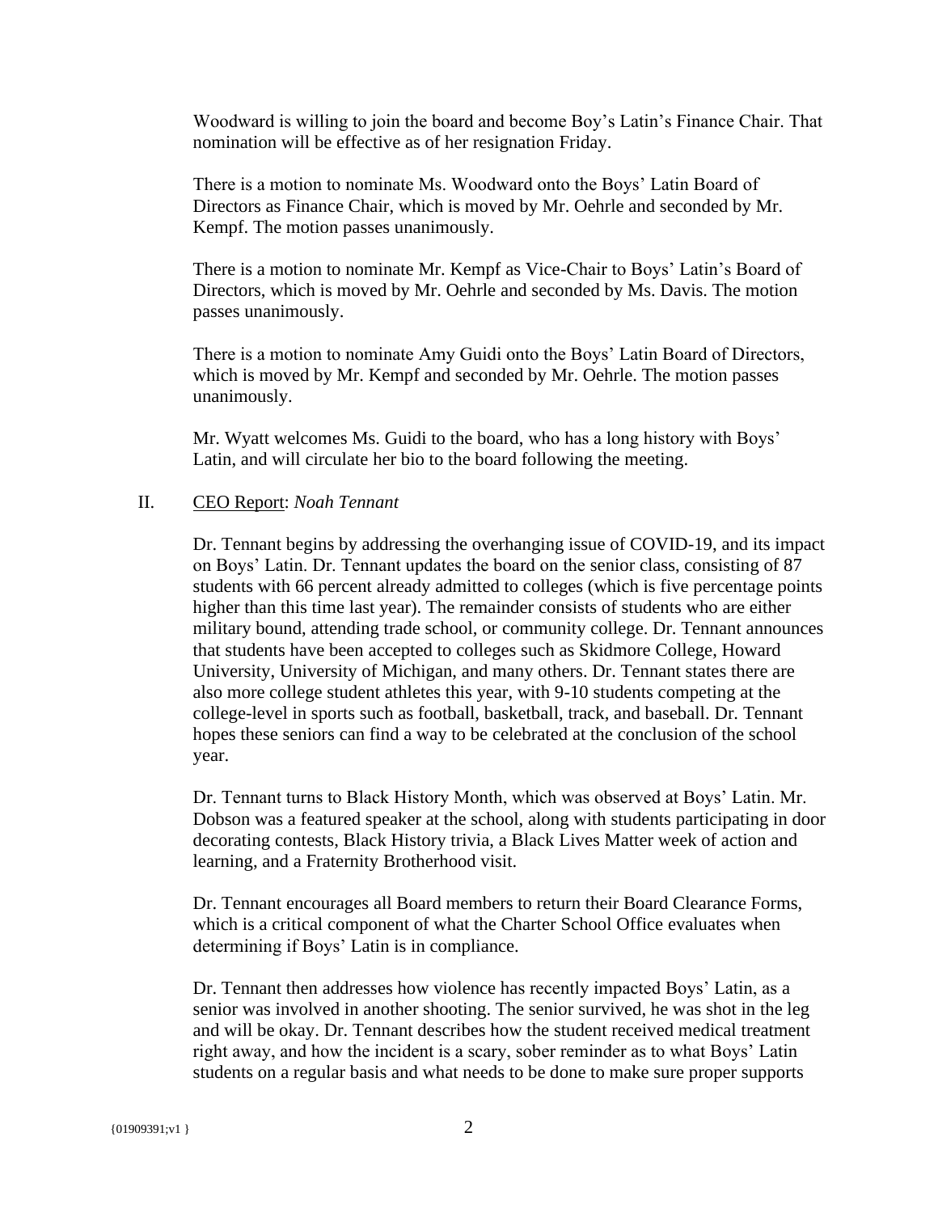Woodward is willing to join the board and become Boy's Latin's Finance Chair. That nomination will be effective as of her resignation Friday.

There is a motion to nominate Ms. Woodward onto the Boys' Latin Board of Directors as Finance Chair, which is moved by Mr. Oehrle and seconded by Mr. Kempf. The motion passes unanimously.

There is a motion to nominate Mr. Kempf as Vice-Chair to Boys' Latin's Board of Directors, which is moved by Mr. Oehrle and seconded by Ms. Davis. The motion passes unanimously.

There is a motion to nominate Amy Guidi onto the Boys' Latin Board of Directors, which is moved by Mr. Kempf and seconded by Mr. Oehrle. The motion passes unanimously.

Mr. Wyatt welcomes Ms. Guidi to the board, who has a long history with Boys' Latin, and will circulate her bio to the board following the meeting.

II. <u>CEO Report</u>: *Noah Tennant*

Dr. Tennant begins by addressing the overhanging issue of COVID-19, and its impact on Boys' Latin. Dr. Tennant updates the board on the senior class, consisting of 87 students with 66 percent already admitted to colleges (which is five percentage points higher than this time last year). The remainder consists of students who are either military bound, attending trade school, or community college. Dr. Tennant announces that students have been accepted to colleges such as Skidmore College, Howard University, University of Michigan, and many others. Dr. Tennant states there are also more college student athletes this year, with 9-10 students competing at the college-level in sports such as football, basketball, track, and baseball. Dr. Tennant hopes these seniors can find a way to be celebrated at the conclusion of the school year.

Dr. Tennant turns to Black History Month, which was observed at Boys' Latin. Mr. Dobson was a featured speaker at the school, along with students participating in door decorating contests, Black History trivia, a Black Lives Matter week of action and learning, and a Fraternity Brotherhood visit.

Dr. Tennant encourages all Board members to return their Board Clearance Forms, which is a critical component of what the Charter School Office evaluates when determining if Boys' Latin is in compliance.

Dr. Tennant then addresses how violence has recently impacted Boys' Latin, as a senior was involved in another shooting. The senior survived, he was shot in the leg and will be okay. Dr. Tennant describes how the student received medical treatment right away, and how the incident is a scary, sober reminder as to what Boys' Latin students on a regular basis and what needs to be done to make sure proper supports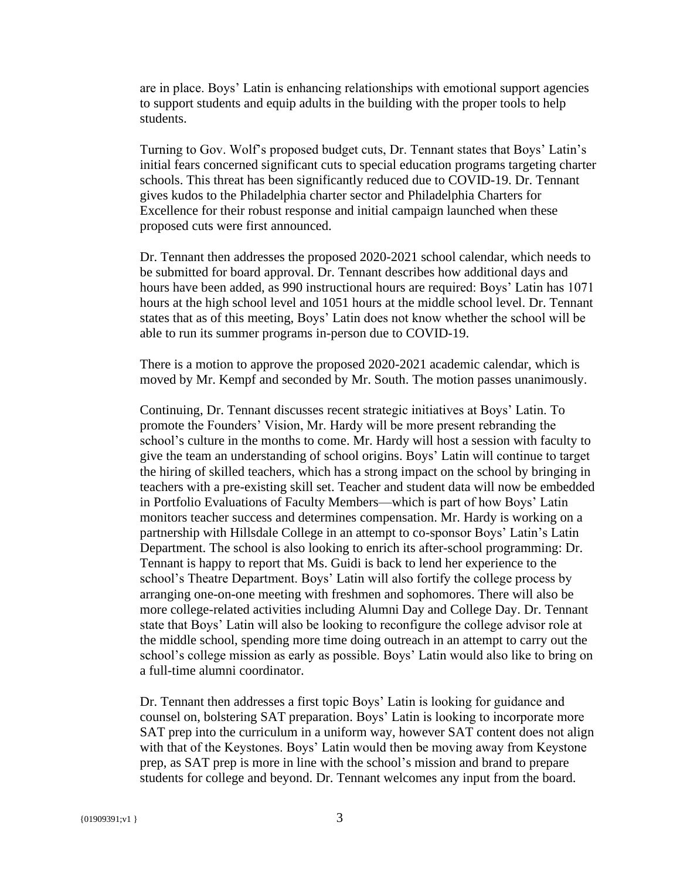are in place. Boys' Latin is enhancing relationships with emotional support agencies to support students and equip adults in the building with the proper tools to help students.

Turning to Gov. Wolf's proposed budget cuts, Dr. Tennant states that Boys' Latin's initial fears concerned significant cuts to special education programs targeting charter schools. This threat has been significantly reduced due to COVID-19. Dr. Tennant gives kudos to the Philadelphia charter sector and Philadelphia Charters for Excellence for their robust response and initial campaign launched when these proposed cuts were first announced.

Dr. Tennant then addresses the proposed 2020-2021 school calendar, which needs to be submitted for board approval. Dr. Tennant describes how additional days and hours have been added, as 990 instructional hours are required: Boys' Latin has 1071 hours at the high school level and 1051 hours at the middle school level. Dr. Tennant states that as of this meeting, Boys' Latin does not know whether the school will be able to run its summer programs in-person due to COVID-19.

There is a motion to approve the proposed 2020-2021 academic calendar, which is moved by Mr. Kempf and seconded by Mr. South. The motion passes unanimously.

Continuing, Dr. Tennant discusses recent strategic initiatives at Boys' Latin. To promote the Founders' Vision, Mr. Hardy will be more present rebranding the school's culture in the months to come. Mr. Hardy will host a session with faculty to give the team an understanding of school origins. Boys' Latin will continue to target the hiring of skilled teachers, which has a strong impact on the school by bringing in teachers with a pre-existing skill set. Teacher and student data will now be embedded in Portfolio Evaluations of Faculty Members—which is part of how Boys' Latin monitors teacher success and determines compensation. Mr. Hardy is working on a partnership with Hillsdale College in an attempt to co-sponsor Boys' Latin's Latin Department. The school is also looking to enrich its after-school programming: Dr. Tennant is happy to report that Ms. Guidi is back to lend her experience to the school's Theatre Department. Boys' Latin will also fortify the college process by arranging one-on-one meeting with freshmen and sophomores. There will also be more college-related activities including Alumni Day and College Day. Dr. Tennant state that Boys' Latin will also be looking to reconfigure the college advisor role at the middle school, spending more time doing outreach in an attempt to carry out the school's college mission as early as possible. Boys' Latin would also like to bring on a full-time alumni coordinator.

Dr. Tennant then addresses a first topic Boys' Latin is looking for guidance and counsel on, bolstering SAT preparation. Boys' Latin is looking to incorporate more SAT prep into the curriculum in a uniform way, however SAT content does not align with that of the Keystones. Boys' Latin would then be moving away from Keystone prep, as SAT prep is more in line with the school's mission and brand to prepare students for college and beyond. Dr. Tennant welcomes any input from the board.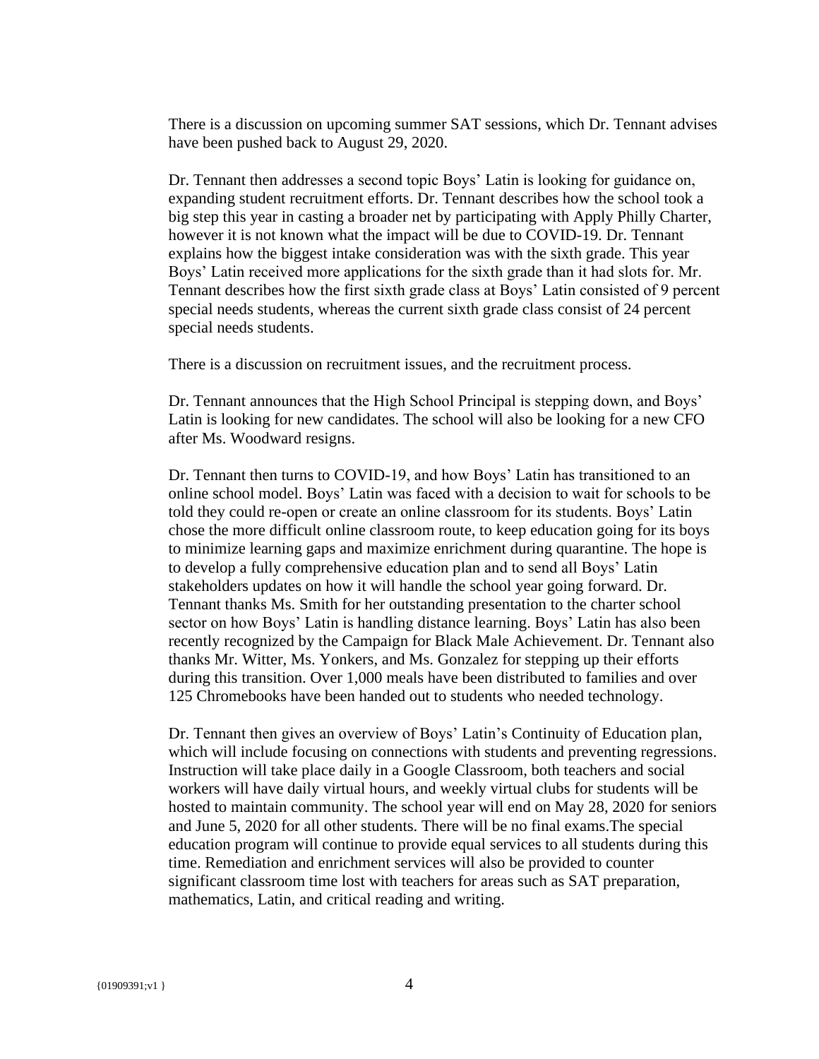There is a discussion on upcoming summer SAT sessions, which Dr. Tennant advises have been pushed back to August 29, 2020.

Dr. Tennant then addresses a second topic Boys' Latin is looking for guidance on, expanding student recruitment efforts. Dr. Tennant describes how the school took a big step this year in casting a broader net by participating with Apply Philly Charter, however it is not known what the impact will be due to COVID-19. Dr. Tennant explains how the biggest intake consideration was with the sixth grade. This year Boys' Latin received more applications for the sixth grade than it had slots for. Mr. Tennant describes how the first sixth grade class at Boys' Latin consisted of 9 percent special needs students, whereas the current sixth grade class consist of 24 percent special needs students.

There is a discussion on recruitment issues, and the recruitment process.

Dr. Tennant announces that the High School Principal is stepping down, and Boys' Latin is looking for new candidates. The school will also be looking for a new CFO after Ms. Woodward resigns.

Dr. Tennant then turns to COVID-19, and how Boys' Latin has transitioned to an online school model. Boys' Latin was faced with a decision to wait for schools to be told they could re-open or create an online classroom for its students. Boys' Latin chose the more difficult online classroom route, to keep education going for its boys to minimize learning gaps and maximize enrichment during quarantine. The hope is to develop a fully comprehensive education plan and to send all Boys' Latin stakeholders updates on how it will handle the school year going forward. Dr. Tennant thanks Ms. Smith for her outstanding presentation to the charter school sector on how Boys' Latin is handling distance learning. Boys' Latin has also been recently recognized by the Campaign for Black Male Achievement. Dr. Tennant also thanks Mr. Witter, Ms. Yonkers, and Ms. Gonzalez for stepping up their efforts during this transition. Over 1,000 meals have been distributed to families and over 125 Chromebooks have been handed out to students who needed technology.

Dr. Tennant then gives an overview of Boys' Latin's Continuity of Education plan, which will include focusing on connections with students and preventing regressions. Instruction will take place daily in a Google Classroom, both teachers and social workers will have daily virtual hours, and weekly virtual clubs for students will be hosted to maintain community. The school year will end on May 28, 2020 for seniors and June 5, 2020 for all other students. There will be no final exams.The special education program will continue to provide equal services to all students during this time. Remediation and enrichment services will also be provided to counter significant classroom time lost with teachers for areas such as SAT preparation, mathematics, Latin, and critical reading and writing.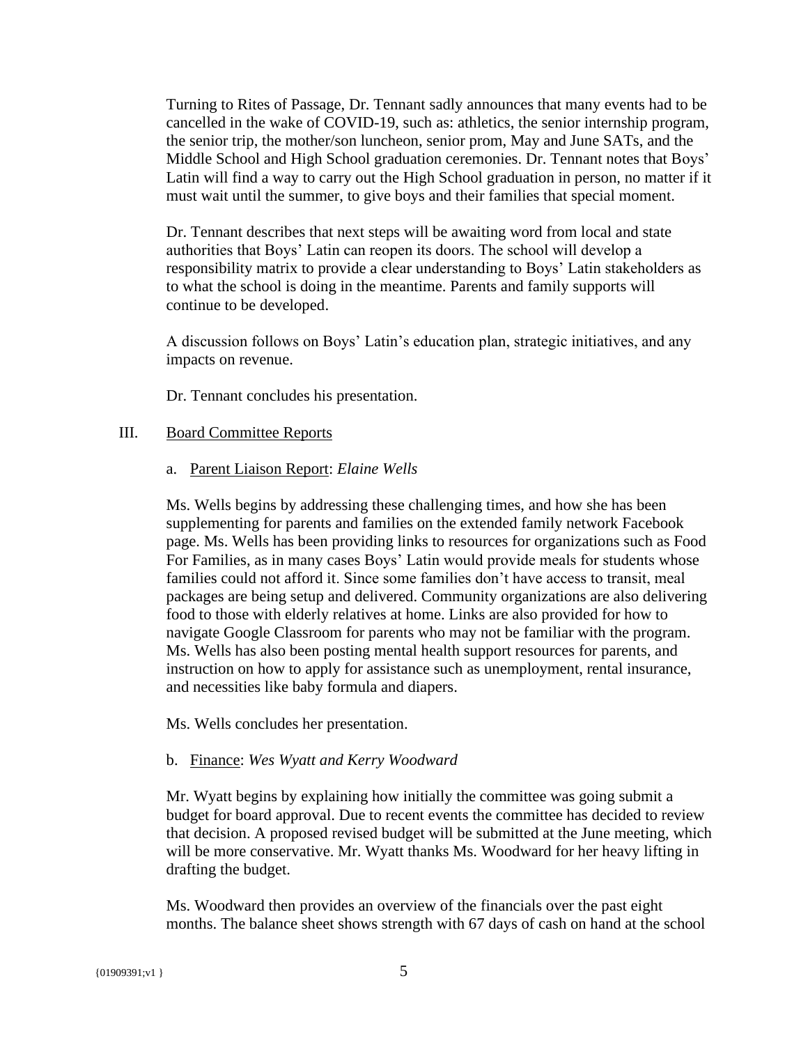Turning to Rites of Passage, Dr. Tennant sadly announces that many events had to be cancelled in the wake of COVID-19, such as: athletics, the senior internship program, the senior trip, the mother/son luncheon, senior prom, May and June SATs, and the Middle School and High School graduation ceremonies. Dr. Tennant notes that Boys' Latin will find a way to carry out the High School graduation in person, no matter if it must wait until the summer, to give boys and their families that special moment.

Dr. Tennant describes that next steps will be awaiting word from local and state authorities that Boys' Latin can reopen its doors. The school will develop a responsibility matrix to provide a clear understanding to Boys' Latin stakeholders as to what the school is doing in the meantime. Parents and family supports will continue to be developed.

A discussion follows on Boys' Latin's education plan, strategic initiatives, and any impacts on revenue.

Dr. Tennant concludes his presentation.

III. Board Committee Reports

a. Parent Liaison Report: *Elaine Wells*

Ms. Wells begins by addressing these challenging times, and how she has been supplementing for parents and families on the extended family network Facebook page. Ms. Wells has been providing links to resources for organizations such as Food For Families, as in many cases Boys' Latin would provide meals for students whose families could not afford it. Since some families don't have access to transit, meal packages are being setup and delivered. Community organizations are also delivering food to those with elderly relatives at home. Links are also provided for how to navigate Google Classroom for parents who may not be familiar with the program. Ms. Wells has also been posting mental health support resources for parents, and instruction on how to apply for assistance such as unemployment, rental insurance, and necessities like baby formula and diapers.

Ms. Wells concludes her presentation.

b. Finance: *Wes Wyatt and Kerry Woodward*

Mr. Wyatt begins by explaining how initially the committee was going submit a budget for board approval. Due to recent events the committee has decided to review that decision. A proposed revised budget will be submitted at the June meeting, which will be more conservative. Mr. Wyatt thanks Ms. Woodward for her heavy lifting in drafting the budget.

Ms. Woodward then provides an overview of the financials over the past eight months. The balance sheet shows strength with 67 days of cash on hand at the school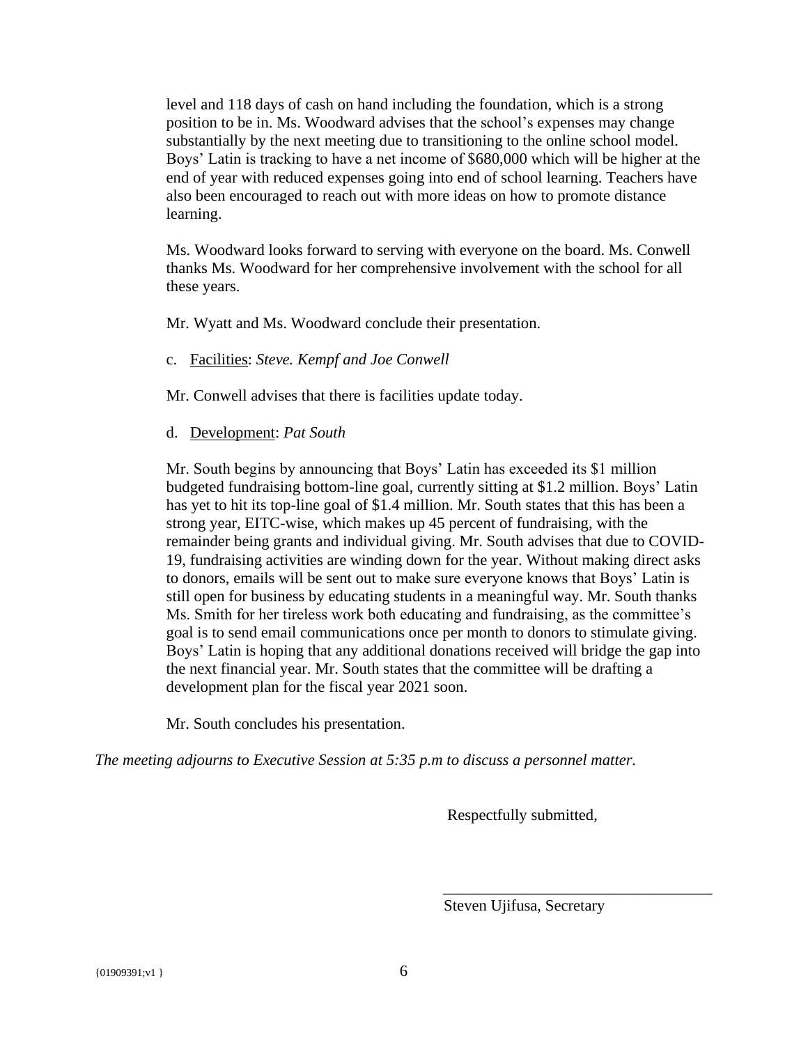level and 118 days of cash on hand including the foundation, which is a strong position to be in. Ms. Woodward advises that the school's expenses may change substantially by the next meeting due to transitioning to the online school model. Boys' Latin is tracking to have a net income of $680,000 which will be higher at the end of year with reduced expenses going into end of school learning. Teachers have also been encouraged to reach out with more ideas on how to promote distance learning.

Ms. Woodward looks forward to serving with everyone on the board. Ms. Conwell thanks Ms. Woodward for her comprehensive involvement with the school for all these years.

Mr. Wyatt and Ms. Woodward conclude their presentation.

c. Facilities: *Steve. Kempf and Joe Conwell*

Mr. Conwell advises that there is facilities update today.

d. Development: *Pat South*

Mr. South begins by announcing that Boys' Latin has exceeded its $1 million budgeted fundraising bottom-line goal, currently sitting at $1.2 million. Boys' Latin has yet to hit its top-line goal of $1.4 million. Mr. South states that this has been a strong year, EITC-wise, which makes up 45 percent of fundraising, with the remainder being grants and individual giving. Mr. South advises that due to COVID-19, fundraising activities are winding down for the year. Without making direct asks to donors, emails will be sent out to make sure everyone knows that Boys' Latin is still open for business by educating students in a meaningful way. Mr. South thanks Ms. Smith for her tireless work both educating and fundraising, as the committee's goal is to send email communications once per month to donors to stimulate giving. Boys' Latin is hoping that any additional donations received will bridge the gap into the next financial year. Mr. South states that the committee will be drafting a development plan for the fiscal year 2021 soon.

Mr. South concludes his presentation.

*The meeting adjourns to Executive Session at 5:35 p.m to discuss a personnel matter.*

Respectfully submitted,

\_\_\_\_\_\_\_\_\_\_\_\_\_\_\_\_\_\_\_\_\_\_\_\_\_\_\_\_\_\_\_\_\_\_\_\_

Steven Ujifusa, Secretary

{01909391;v1 }